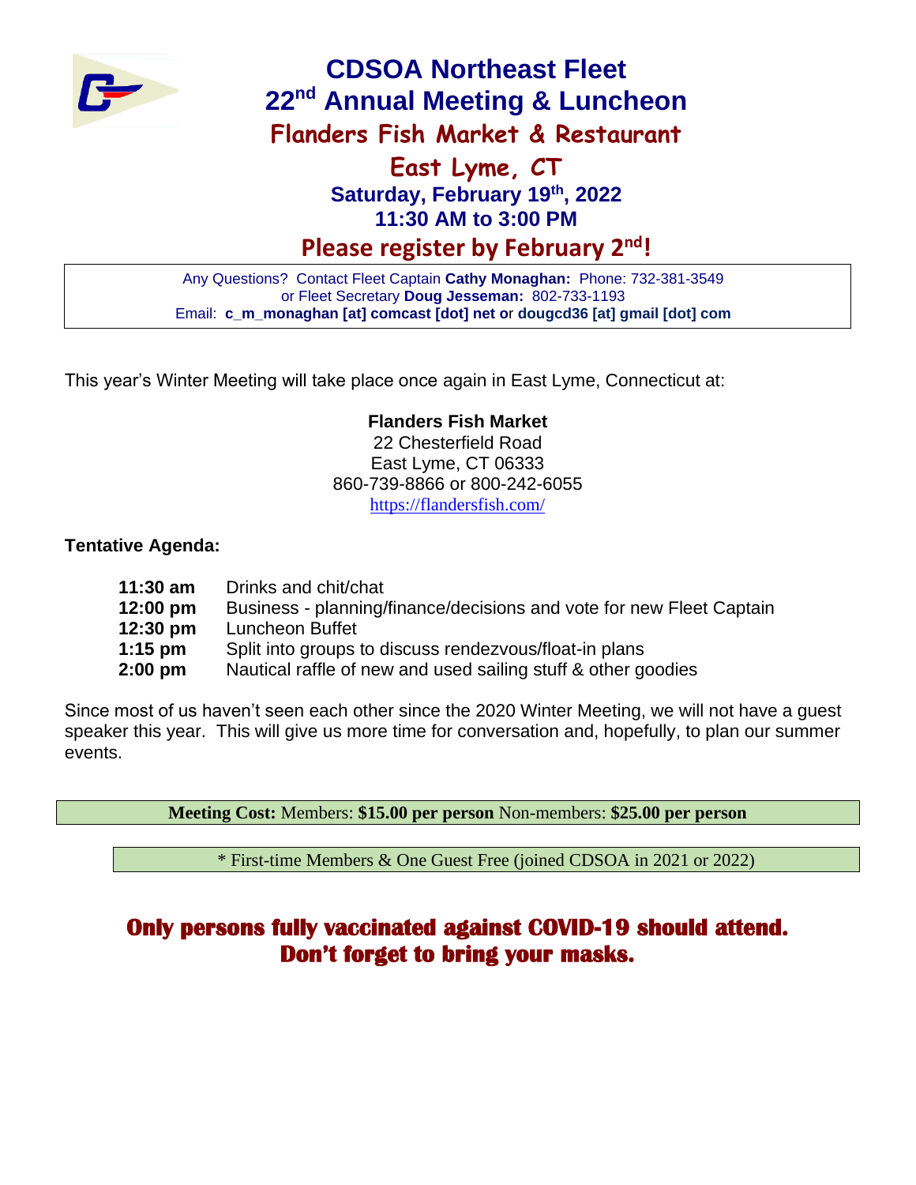# CDSOA Northeast Fleet

## 22nd Annual Meeting & Luncheon

## Flanders Fish Market & Restaurant

## East Lyme, CT

### Saturday, February 19th, 2022

### 11:30 AM to 3:00 PM

## Please register by February 2nd!

Any Questions? Contact Fleet Captain **Cathy Monaghan:** Phone: 732-381-3549
or Fleet Secretary **Doug Jesseman:** 802-733-1193
Email: **c_m_monaghan [at] comcast [dot] net** or **dougcd36 [at] gmail [dot] com**

This year's Winter Meeting will take place once again in East Lyme, Connecticut at:

**Flanders Fish Market**
22 Chesterfield Road
East Lyme, CT 06333
860-739-8866 or 800-242-6055
https://flandersfish.com/

**Tentative Agenda:**

| | |
|---|---|
| **11:30 am** | Drinks and chit/chat |
| **12:00 pm** | Business - planning/finance/decisions and vote for new Fleet Captain |
| **12:30 pm** | Luncheon Buffet |
| **1:15 pm** | Split into groups to discuss rendezvous/float-in plans |
| **2:00 pm** | Nautical raffle of new and used sailing stuff & other goodies |

Since most of us haven't seen each other since the 2020 Winter Meeting, we will not have a guest speaker this year. This will give us more time for conversation and, hopefully, to plan our summer events.

**Meeting Cost:** Members: **$15.00 per person** Non-members: **$25.00 per person**

* First-time Members & One Guest Free (joined CDSOA in 2021 or 2022)

**Only persons fully vaccinated against COVID-19 should attend.**
**Don't forget to bring your masks.**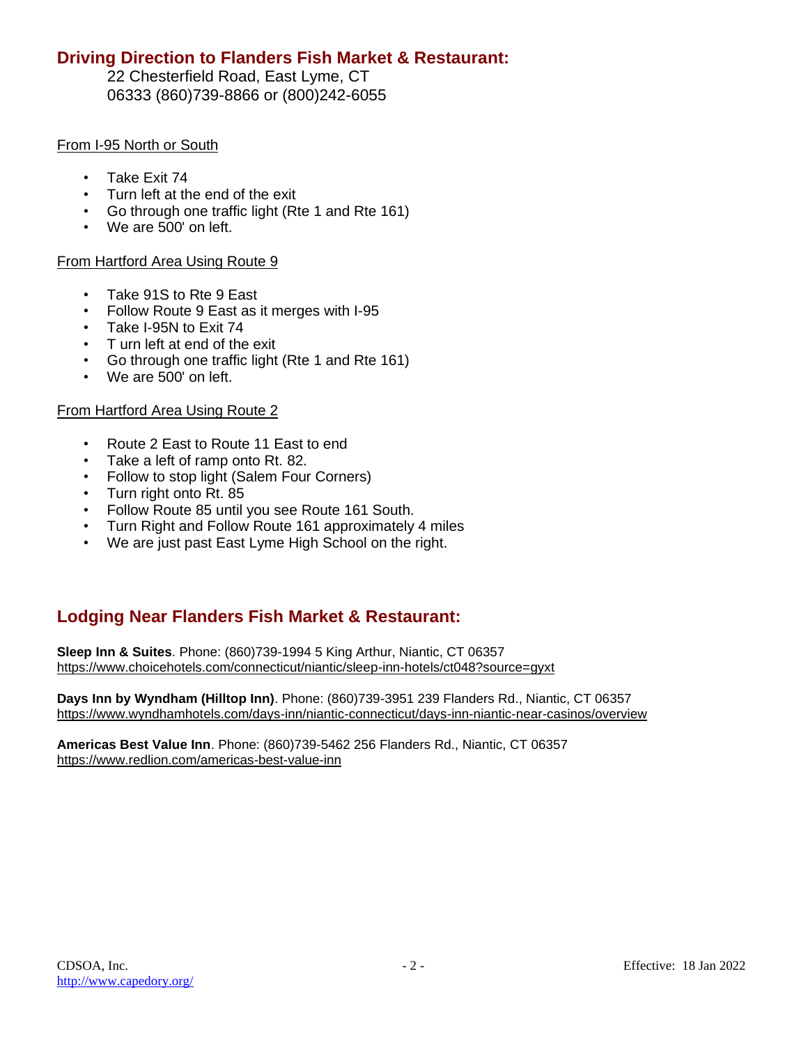## Driving Direction to Flanders Fish Market & Restaurant:

22 Chesterfield Road, East Lyme, CT
06333 (860)739-8866 or (800)242-6055

From I-95 North or South

- Take Exit 74
- Turn left at the end of the exit
- Go through one traffic light (Rte 1 and Rte 161)
- We are 500' on left.

From Hartford Area Using Route 9

- Take 91S to Rte 9 East
- Follow Route 9 East as it merges with I-95
- Take I-95N to Exit 74
- T urn left at end of the exit
- Go through one traffic light (Rte 1 and Rte 161)
- We are 500' on left.

From Hartford Area Using Route 2

- Route 2 East to Route 11 East to end
- Take a left of ramp onto Rt. 82.
- Follow to stop light (Salem Four Corners)
- Turn right onto Rt. 85
- Follow Route 85 until you see Route 161 South.
- Turn Right and Follow Route 161 approximately 4 miles
- We are just past East Lyme High School on the right.

## Lodging Near Flanders Fish Market & Restaurant:

**Sleep Inn & Suites**. Phone: (860)739-1994 5 King Arthur, Niantic, CT 06357
https://www.choicehotels.com/connecticut/niantic/sleep-inn-hotels/ct048?source=gyxt

**Days Inn by Wyndham (Hilltop Inn)**. Phone: (860)739-3951 239 Flanders Rd., Niantic, CT 06357
https://www.wyndhamhotels.com/days-inn/niantic-connecticut/days-inn-niantic-near-casinos/overview

**Americas Best Value Inn**. Phone: (860)739-5462 256 Flanders Rd., Niantic, CT 06357
https://www.redlion.com/americas-best-value-inn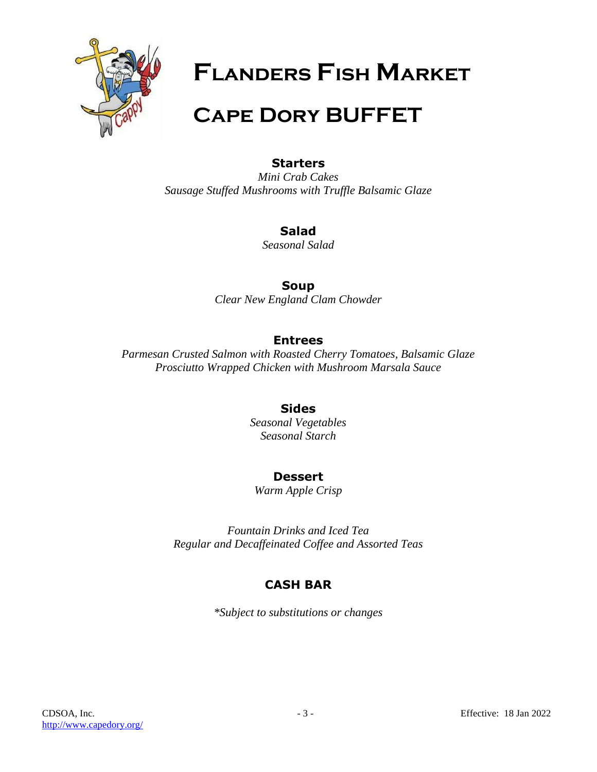# Flanders Fish Market

# Cape Dory BUFFET

### Starters

*Mini Crab Cakes*
*Sausage Stuffed Mushrooms with Truffle Balsamic Glaze*

### Salad

*Seasonal Salad*

### Soup

*Clear New England Clam Chowder*

### Entrees

*Parmesan Crusted Salmon with Roasted Cherry Tomatoes, Balsamic Glaze*
*Prosciutto Wrapped Chicken with Mushroom Marsala Sauce*

### Sides

*Seasonal Vegetables*
*Seasonal Starch*

### Dessert

*Warm Apple Crisp*

*Fountain Drinks and Iced Tea*
*Regular and Decaffeinated Coffee and Assorted Teas*

### CASH BAR

*\*Subject to substitutions or changes*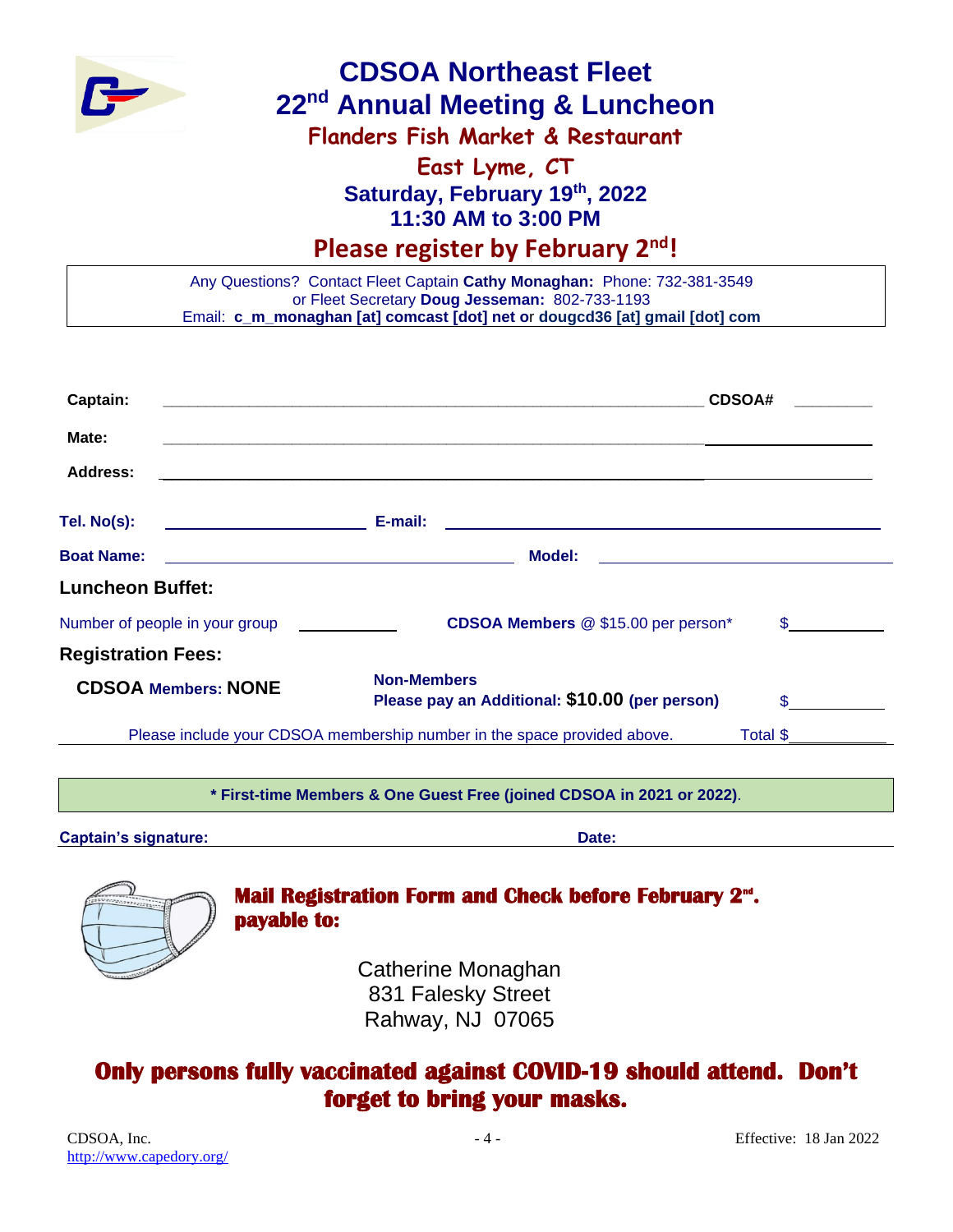# CDSOA Northeast Fleet
# 22nd Annual Meeting & Luncheon

## Flanders Fish Market & Restaurant
## East Lyme, CT

**Saturday, February 19th, 2022**
**11:30 AM to 3:00 PM**

**Please register by February 2nd!**

Any Questions? Contact Fleet Captain **Cathy Monaghan:** Phone: 732-381-3549
or Fleet Secretary **Doug Jesseman:** 802-733-1193
Email: **c_m_monaghan [at] comcast [dot] net** or **dougcd36 [at] gmail [dot] com**

**Captain:** ______________________________ **CDSOA#** __________

**Mate:** ______________________________

**Address:** ______________________________

**Tel. No(s):** ______________ **E-mail:** ______________________________

**Boat Name:** ______________________ **Model:** ______________________

**Luncheon Buffet:**

Number of people in your group ________ **CDSOA Members** @ $15.00 per person* $__________

**Registration Fees:**

**CDSOA Members: NONE**

**Non-Members**
**Please pay an Additional: $10.00 (per person)** $__________

Please include your CDSOA membership number in the space provided above. Total $__________

**\* First-time Members & One Guest Free (joined CDSOA in 2021 or 2022)**.

**Captain's signature:** ______________________ **Date:** __________

**Mail Registration Form and Check before February 2nd. payable to:**

Catherine Monaghan
831 Falesky Street
Rahway, NJ 07065

**Only persons fully vaccinated against COVID-19 should attend. Don't forget to bring your masks.**

CDSOA, Inc.
http://www.capedory.org/

Effective: 18 Jan 2022